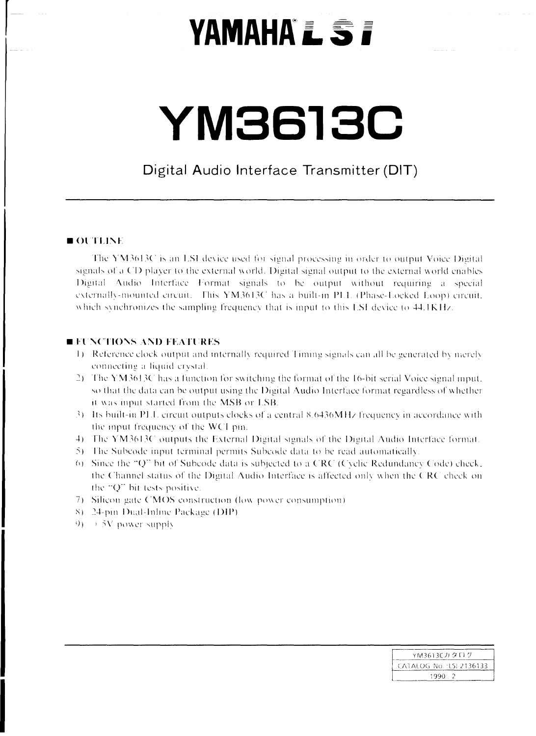# YAMAHA LSI

# YM3613C

## Digital Audio Interface Transmitter (DIT)

---

### ■ OUTLINE

The YM3613C is an LSI device used for signal processing in order to output Voice Digital signals of a CD player to the external world. Digital signal output to the external world enables Digital Audio Interface Format signals to be output without requiring a special externally-mounted circuit. This YM3613C has a built-in PLL (Phase-Locked Loop) circuit, which synchronizes the sampling frequency that is input to this LSI device to 44.1KHz.

### ■ FUNCTIONS AND FEATURES

1) Reference clock output and internally required Timing signals can all be generated by merely connecting a liquid crystal.
2) The YM3613C has a function for switching the format of the 16-bit serial Voice signal input, so that the data can be output using the Digital Audio Interface format regardless of whether it was input started from the MSB or LSB.
3) Its built-in PLL circuit outputs clocks of a central 8.6436MHz frequency in accordance with the input frequency of the WCI pin.
4) The YM3613C outputs the External Digital signals of the Digital Audio Interface format.
5) The Subcode input terminal permits Subcode data to be read automatically.
6) Since the "Q" bit of Subcode data is subjected to a CRC (Cyclic Redundancy Code) check, the Channel status of the Digital Audio Interface is affected only when the CRC check on the "Q" bit tests positive.
7) Silicon gate CMOS construction (low power consumption)
8) 24-pin Dual-Inline Package (DIP)
9) +5V power supply

---

| YM3613Cカタログ |
|---|
| CATALOG No.:LSI-2136133 |
| 1990.2 |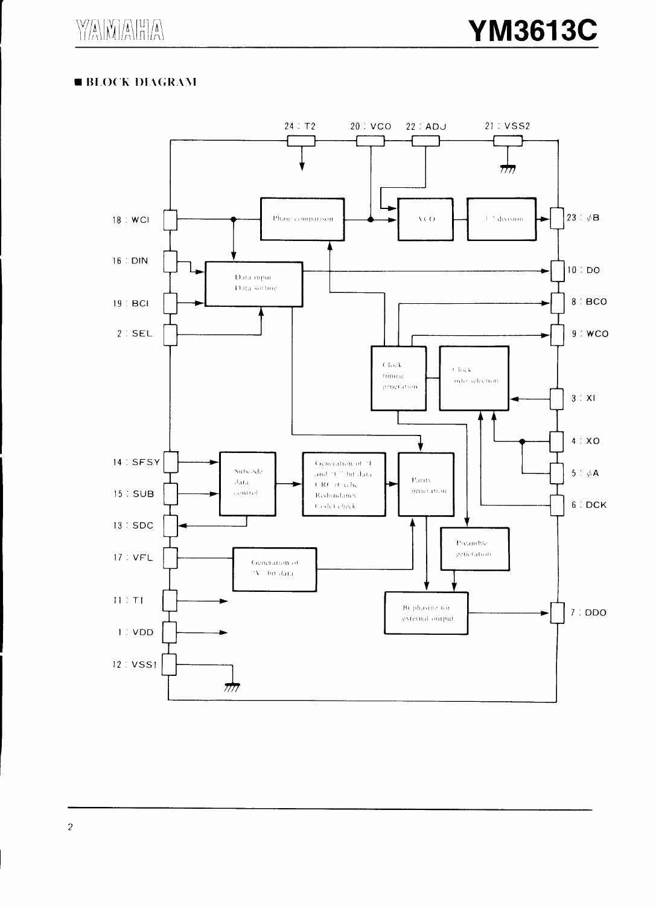## ■ BLOCK DIAGRAM

24 : T2
20 : VCO
22 : ADJ
21 : VSS2

18 : WCI
16 : DIN
19 : BCI
2 : SEL
14 : SFSY
15 : SUB
13 : SDC
17 : VFL
11 : T1
1 : VDD
12 : VSS1

23 : φB
10 : DO
8 : BCO
9 : WCO
3 : XI
4 : XO
5 : φA
6 : DCK
7 : DDO

Phase comparison

VCO

1/2 division

Data input
Data sorting

Clock timing generation

Clock mode selection

Subcode data control

Generation of "U" and "C" bit data CRC (Cyclic Redundancy Code) check

Parity generation

Preamble generation

Generation of "V" bit data

Bi-phasing for external output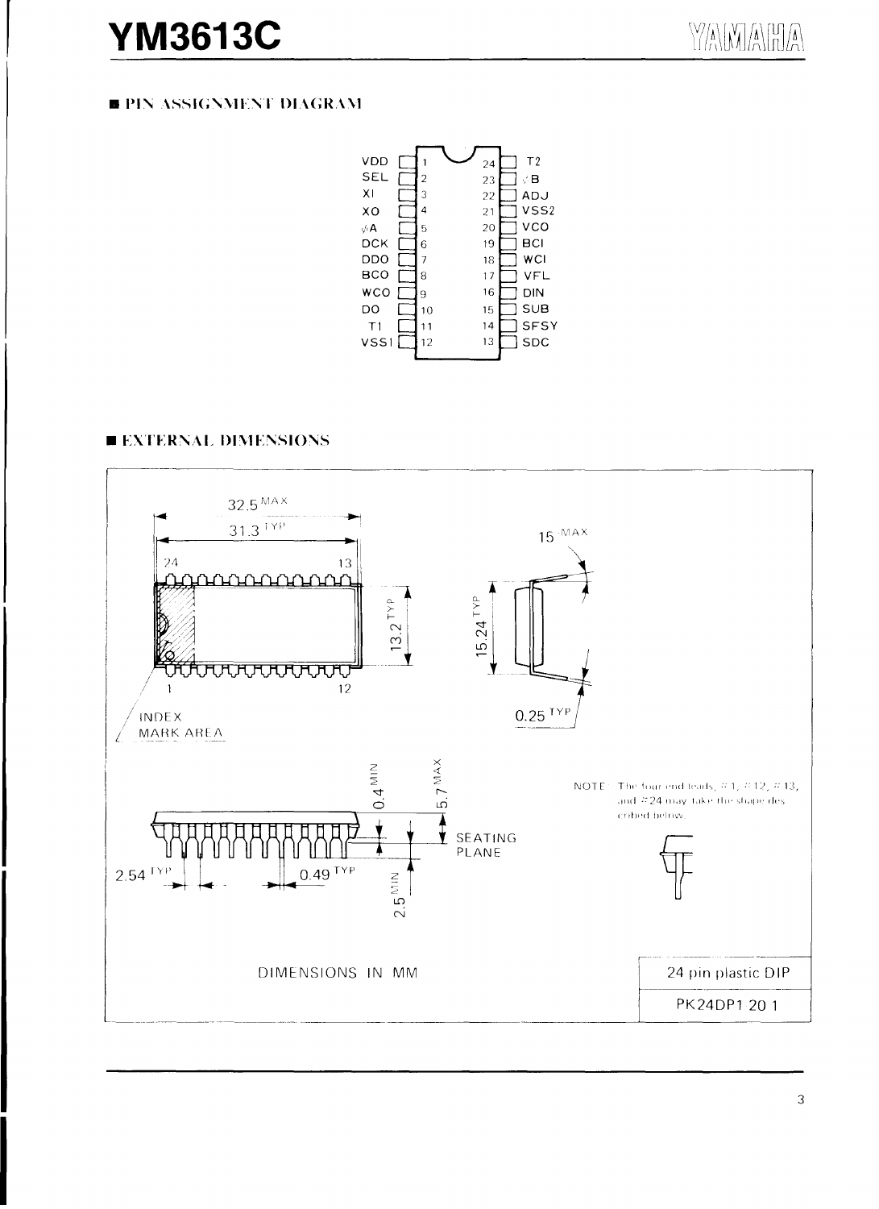## ■ PIN ASSIGNMENT DIAGRAM

| Pin | Name | | Pin | Name |
|---|---|---|---|---|
| 1 | VDD | | 24 | T2 |
| 2 | SEL | | 23 | φB |
| 3 | XI | | 22 | ADJ |
| 4 | XO | | 21 | VSS2 |
| 5 | φA | | 20 | VCO |
| 6 | DCK | | 19 | BCI |
| 7 | DDO | | 18 | WCI |
| 8 | BCO | | 17 | VFL |
| 9 | WCO | | 16 | DIN |
| 10 | DO | | 15 | SUB |
| 11 | T1 | | 14 | SFSY |
| 12 | VSS1 | | 13 | SDC |

## ■ EXTERNAL DIMENSIONS

32.5 MAX

31.3 TYP

24 13

1 12

INDEX MARK AREA

13.2 TYP

15.24 TYP

15° MAX

0.25 TYP

0.4 MIN

5.7 MAX

SEATING PLANE

2.54 TYP

0.49 TYP

2.5 MIN

NOTE The four end leads, #1, #12, #13, and #24 may take the shape described below.

DIMENSIONS IN MM

| 24 pin plastic DIP |
|---|
| PK24DP1 20 1 |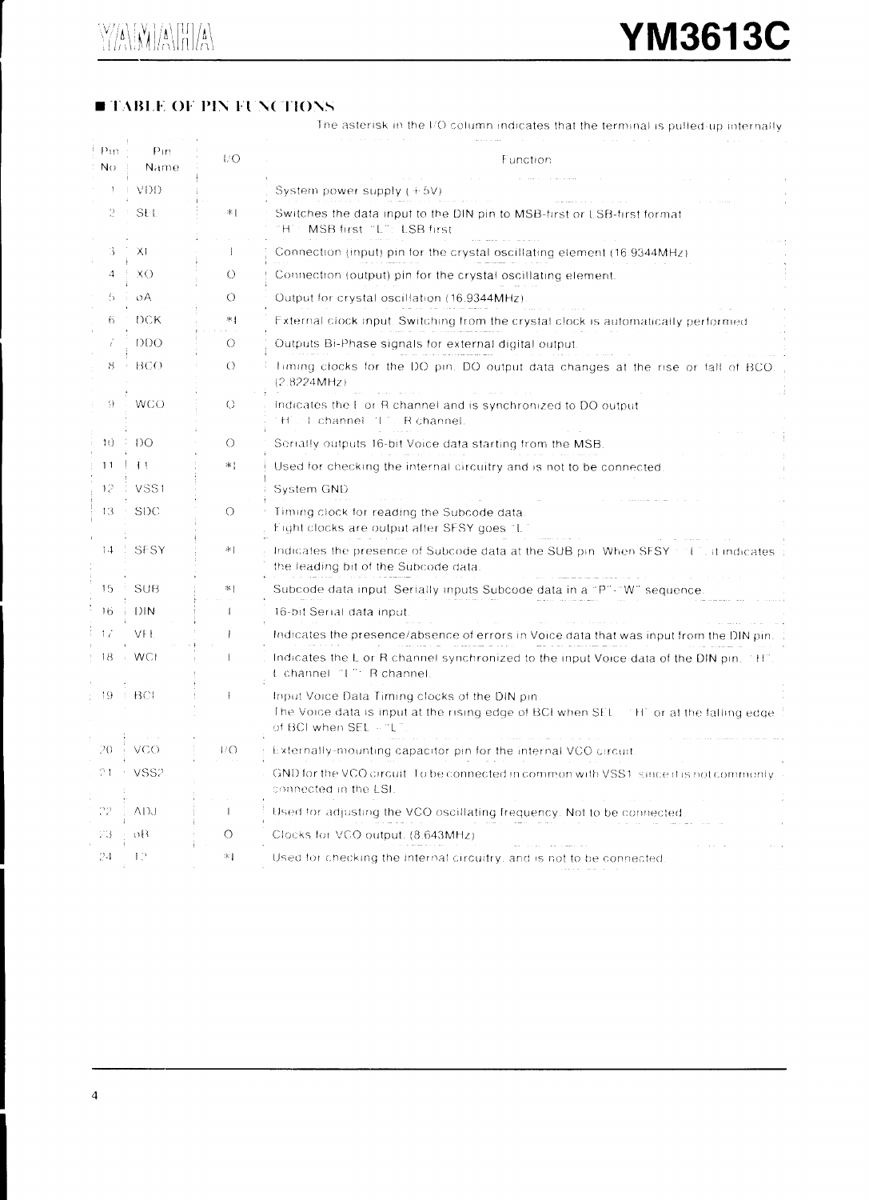## ■ TABLE OF PIN FUNCTIONS

The asterisk in the I/O column indicates that the terminal is pulled-up internally.

| Pin No. | Pin Name | I/O | Function |
|---|---|---|---|
| 1 | VDD | | System power supply (+5V) |
| 2 | SEL | *I | Switches the data input to the DIN pin to MSB-first or LSB-first format. "H": MSB first, "L": LSB first |
| 3 | XI | I | Connection (input) pin for the crystal oscillating element (16.9344MHz) |
| 4 | XO | O | Connection (output) pin for the crystal oscillating element. |
| 5 | φA | O | Output for crystal oscillation (16.9344MHz). |
| 6 | DCK | *I | External clock input. Switching from the crystal clock is automatically performed. |
| 7 | DDO | O | Outputs Bi-Phase signals for external digital output. |
| 8 | BCO | O | Timing clocks for the DO pin. DO output data changes at the rise or fall of BCO. (2.8224MHz) |
| 9 | WCO | O | Indicates the L or R channel and is synchronized to DO output. "H": L channel, "L": R channel. |
| 10 | DO | O | Serially outputs 16-bit Voice data starting from the MSB. |
| 11 | T1 | *I | Used for checking the internal circuitry and is not to be connected. |
| 12 | VSS1 | | System GND |
| 13 | SDC | O | Timing clock for reading the Subcode data. Eight clocks are output after SFSY goes "L". |
| 14 | SFSY | *I | Indicates the presence of Subcode data at the SUB pin. When SFSY = "L", it indicates the leading bit of the Subcode data. |
| 15 | SUB | *I | Subcode data input. Serially inputs Subcode data in a "P"-"W" sequence. |
| 16 | DIN | I | 16-bit Serial data input. |
| 17 | VEI | I | Indicates the presence/absence of errors in Voice data that was input from the DIN pin. |
| 18 | WCI | I | Indicates the L or R channel synchronized to the input Voice data of the DIN pin. "H": L channel, "L": R channel. |
| 19 | BCI | I | Input Voice Data Timing clocks of the DIN pin. The Voice data is input at the rising edge of BCI when SEL = "H" or at the falling edge of BCI when SEL = "L". |
| 20 | VCO | I/O | Externally-mounting capacitor pin for the internal VCO circuit. |
| 21 | VSS2 | | GND for the VCO circuit. To be connected in common with VSS1 since it is not commonly connected in the LSI. |
| 22 | ADJ | I | Used for adjusting the VCO oscillating frequency. Not to be connected. |
| 23 | φB | O | Clocks for VCO output. (8.643MHz) |
| 24 | T2 | *I | Used for checking the internal circuitry, and is not to be connected. |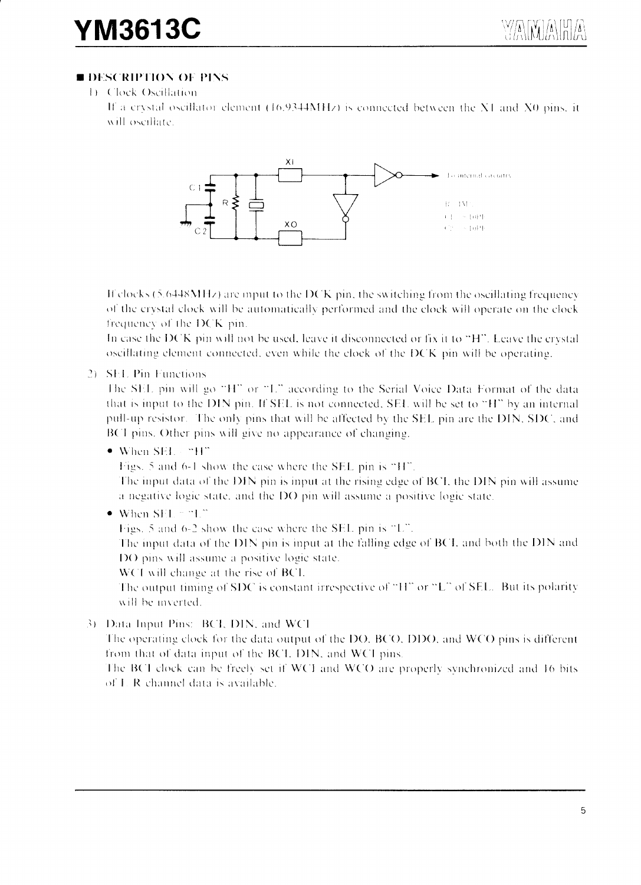## ■ DESCRIPTION OF PINS

1) Clock Oscillation

If a crystal oscillator element (16.9344MHz) is connected between the XI and XO pins, it will oscillate.

XI

XO

C1

C2

R

To internal circuits

R: 1M
C1: 10pF
C2: 10pF

If clocks (5.6448MHz) are input to the DCK pin, the switching from the oscillating frequency of the crystal clock will be automatically performed and the clock will operate on the clock frequency of the DCK pin.

In case the DCK pin will not be used, leave it disconnected or fix it to "H". Leave the crystal oscillating element connected, even while the clock of the DCK pin will be operating.

2) SEL Pin Functions

The SEL pin will go "H" or "L" according to the Serial Voice Data Format of the data that is input to the DIN pin. If SEL is not connected, SEL will be set to "H" by an internal pull-up resistor. The only pins that will be affected by the SEL pin are the DIN, SDC, and BCI pins. Other pins will give no appearance of changing.

- When SEL = "H"

  Figs. 5 and 6-1 show the case where the SEL pin is "H".

  The input data of the DIN pin is input at the rising edge of BCI, the DIN pin will assume a negative logic state, and the DO pin will assume a positive logic state.

- When SEL = "L"

  Figs. 5 and 6-2 show the case where the SEL pin is "L".

  The input data of the DIN pin is input at the falling edge of BCI, and both the DIN and DO pins will assume a positive logic state.

  WCI will change at the rise of BCI.

  The output timing of SDC is constant irrespective of "H" or "L" of SEL. But its polarity will be inverted.

3) Data Input Pins: BCI, DIN, and WCI

The operating clock for the data output of the DO, BCO, DDO, and WCO pins is different from that of data input of the BCI, DIN, and WCI pins.

The BCI clock can be freely set if WCI and WCO are properly synchronized and 16 bits of L R channel data is available.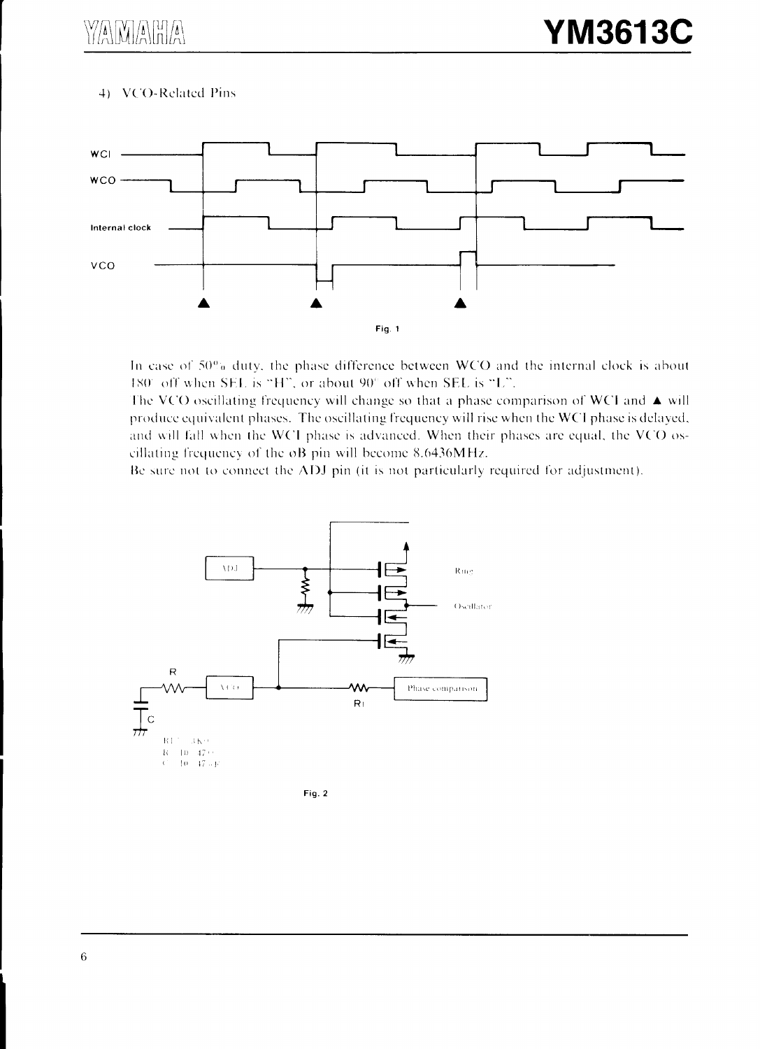#### 4) VCO-Related Pins

Fig. 1

In case of 50% duty, the phase difference between WCO and the internal clock is about 180° off when SEL is "H", or about 90° off when SEL is "L".

The VCO oscillating frequency will change so that a phase comparison of WCI and ▲ will produce equivalent phases. The oscillating frequency will rise when the WCI phase is delayed, and will fall when the WCI phase is advanced. When their phases are equal, the VCO oscillating frequency of the oB pin will become 8.6436MHz.

Be sure not to connect the ADJ pin (it is not particularly required for adjustment).

RI = 3KΩ
R = 10 ~ 47Ω
C = 10 ~ 47μF

Fig. 2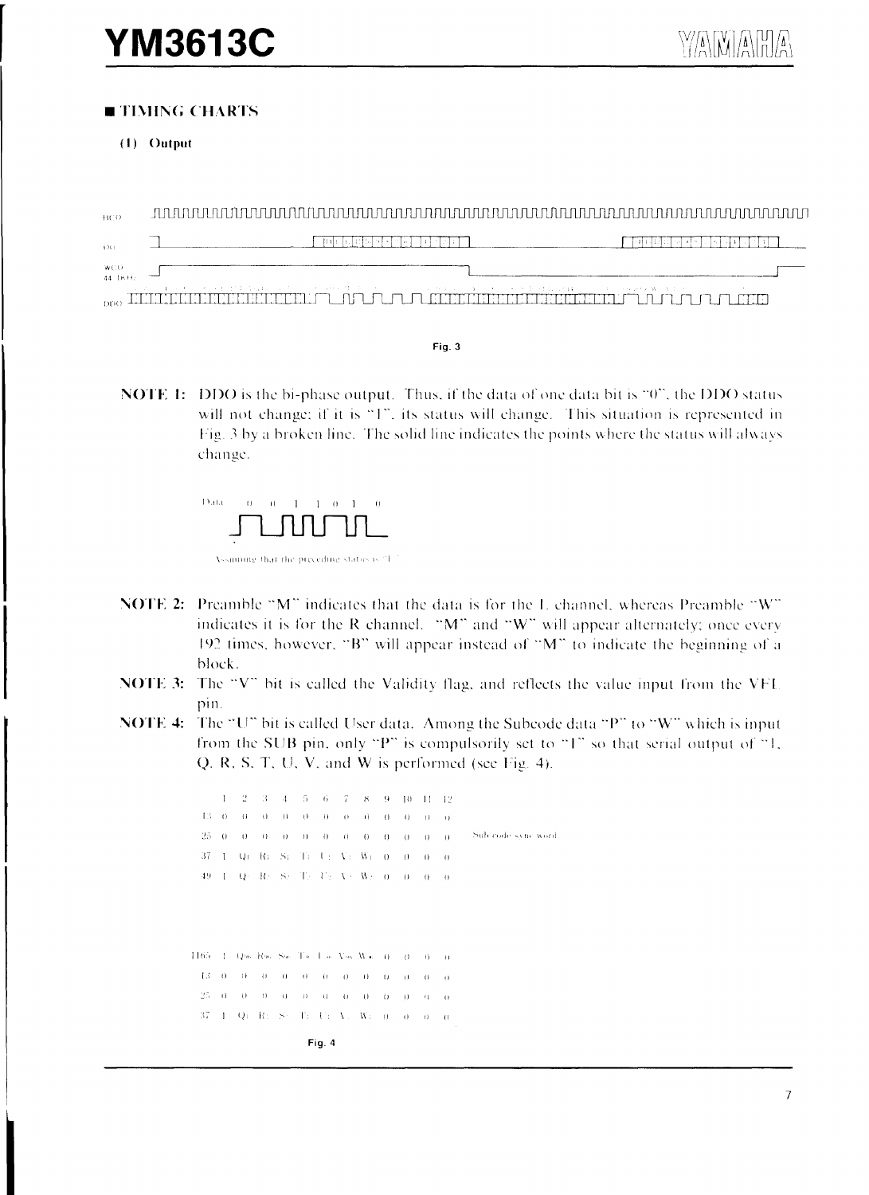## ■ TIMING CHARTS

### (1) Output

Fig. 3

**NOTE 1:** DDO is the bi-phase output. Thus, if the data of one data bit is "0", the DDO status will not change; if it is "1", its status will change. This situation is represented in Fig. 3 by a broken line. The solid line indicates the points where the status will always change.

Data 0 0 1 1 0 1 0

Assuming that the preceding status is "L"

**NOTE 2:** Preamble "M" indicates that the data is for the L channel, whereas Preamble "W" indicates it is for the R channel. "M" and "W" will appear alternately; once every 192 times, however, "B" will appear instead of "M" to indicate the beginning of a block.

**NOTE 3:** The "V" bit is called the Validity flag, and reflects the value input from the VFL pin.

**NOTE 4:** The "U" bit is called User data. Among the Subcode data "P" to "W" which is input from the SUB pin, only "P" is compulsorily set to "1" so that serial output of "1, Q, R, S, T, U, V, and W is performed (see Fig. 4).

| | 1 | 2 | 3 | 4 | 5 | 6 | 7 | 8 | 9 | 10 | 11 | 12 | |
|---|---|---|---|---|---|---|---|---|---|---|---|---|---|
| 13 | 0 | 0 | 0 | 0 | 0 | 0 | 0 | 0 | 0 | 0 | 0 | 0 | |
| 25 | 0 | 0 | 0 | 0 | 0 | 0 | 0 | 0 | 0 | 0 | 0 | 0 | Sub-code sync word |
| 37 | 1 | $Q_1$ | $R_1$ | $S_1$ | $T_1$ | $U_1$ | $V_1$ | $W_1$ | 0 | 0 | 0 | 0 | |
| 49 | 1 | $Q_2$ | $R_2$ | $S_2$ | $T_2$ | $U_2$ | $V_2$ | $W_2$ | 0 | 0 | 0 | 0 | |
| ⋮ | | | | | | | | | | | | | |
| 1165 | 1 | $Q_{96}$ | $R_{96}$ | $S_{96}$ | $T_{96}$ | $U_{96}$ | $V_{96}$ | $W_{96}$ | 0 | 0 | 0 | 0 | |
| 13 | 0 | 0 | 0 | 0 | 0 | 0 | 0 | 0 | 0 | 0 | 0 | 0 | |
| 25 | 0 | 0 | 0 | 0 | 0 | 0 | 0 | 0 | 0 | 0 | 0 | 0 | |
| 37 | 1 | $Q_1$ | $R_1$ | $S_1$ | $T_1$ | $U_1$ | $V_1$ | $W_1$ | 0 | 0 | 0 | 0 | |

Fig. 4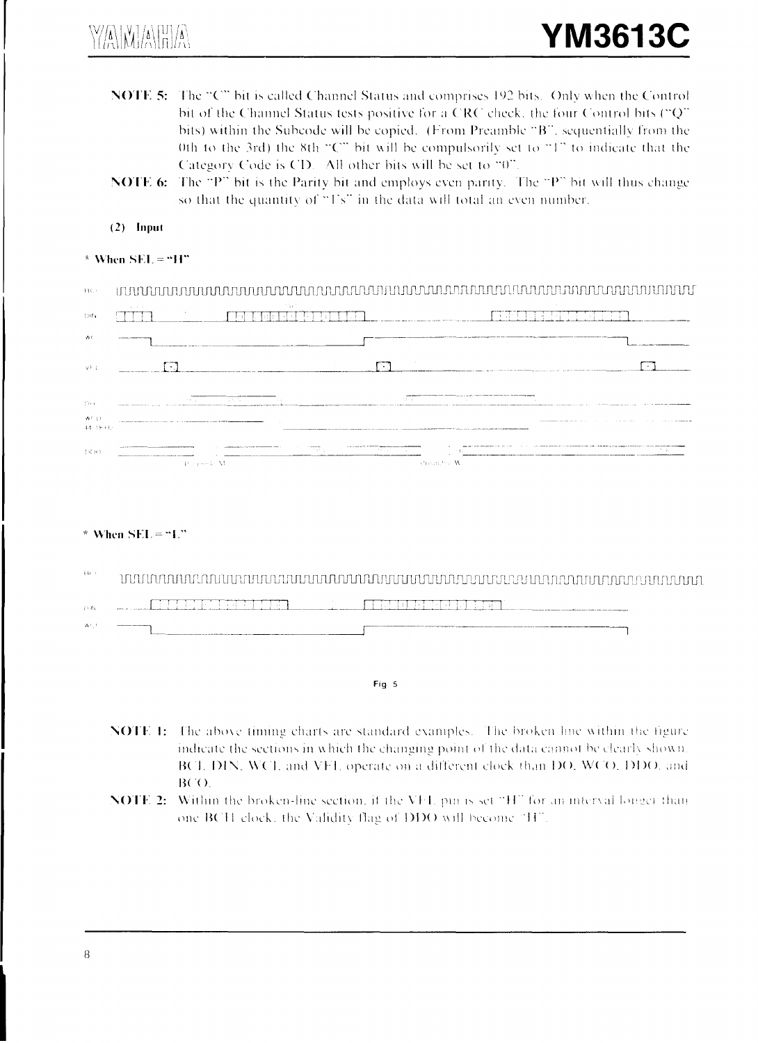**NOTE 5:** The "C" bit is called Channel Status and comprises 192 bits. Only when the Control bit of the Channel Status tests positive for a CRC check, the four Control bits ("Q" bits) within the Subcode will be copied. (From Preamble "B", sequentially from the 0th to the 3rd) the 8th "C" bit will be compulsorily set to "1" to indicate that the Category Code is CD. All other bits will be set to "0".

**NOTE 6:** The "P" bit is the Parity bit and employs even parity. The "P" bit will thus change so that the quantity of "1's" in the data will total an even number.

**(2) Input**

\* **When SEL = "H"**

\* **When SEL = "L"**

Fig 5

**NOTE 1:** The above timing charts are standard examples. The broken line within the figure indicate the sections in which the changing point of the data cannot be clearly shown. BCI, DIN, WCI, and VFL operate on a different clock than DO, WCO, DDO, and BCO.

**NOTE 2:** Within the broken-line section, if the VFL pin is set "H" for an interval longer than one BCII clock, the Validity flag of DDO will become "H".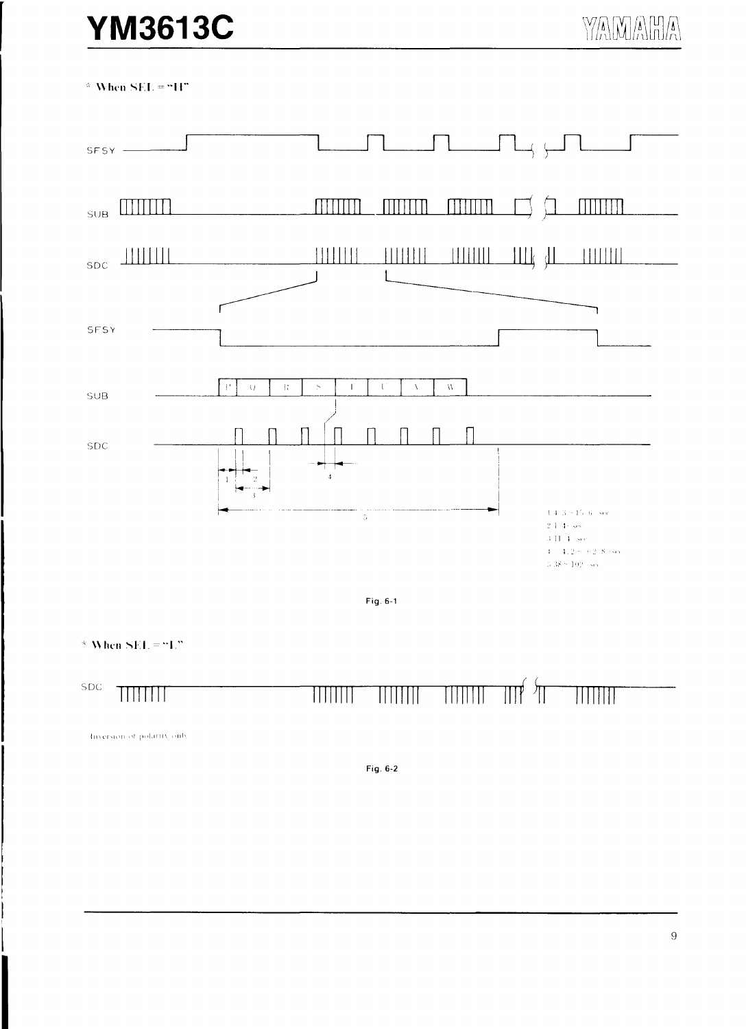* When SEL = "H"

SFSY

SUB

SDC

SFSY

SUB

P Q R S T U V W

SDC

1 4.3 ~ 15.6 μsec
2 1.4 μsec
3 11.1 μsec
4 ~ 4.2 ~ 2.8 μsec
5 38 ~ 102 μsec

Fig. 6-1

* When SEL = "L"

SDC

Inversion of polarity only

Fig. 6-2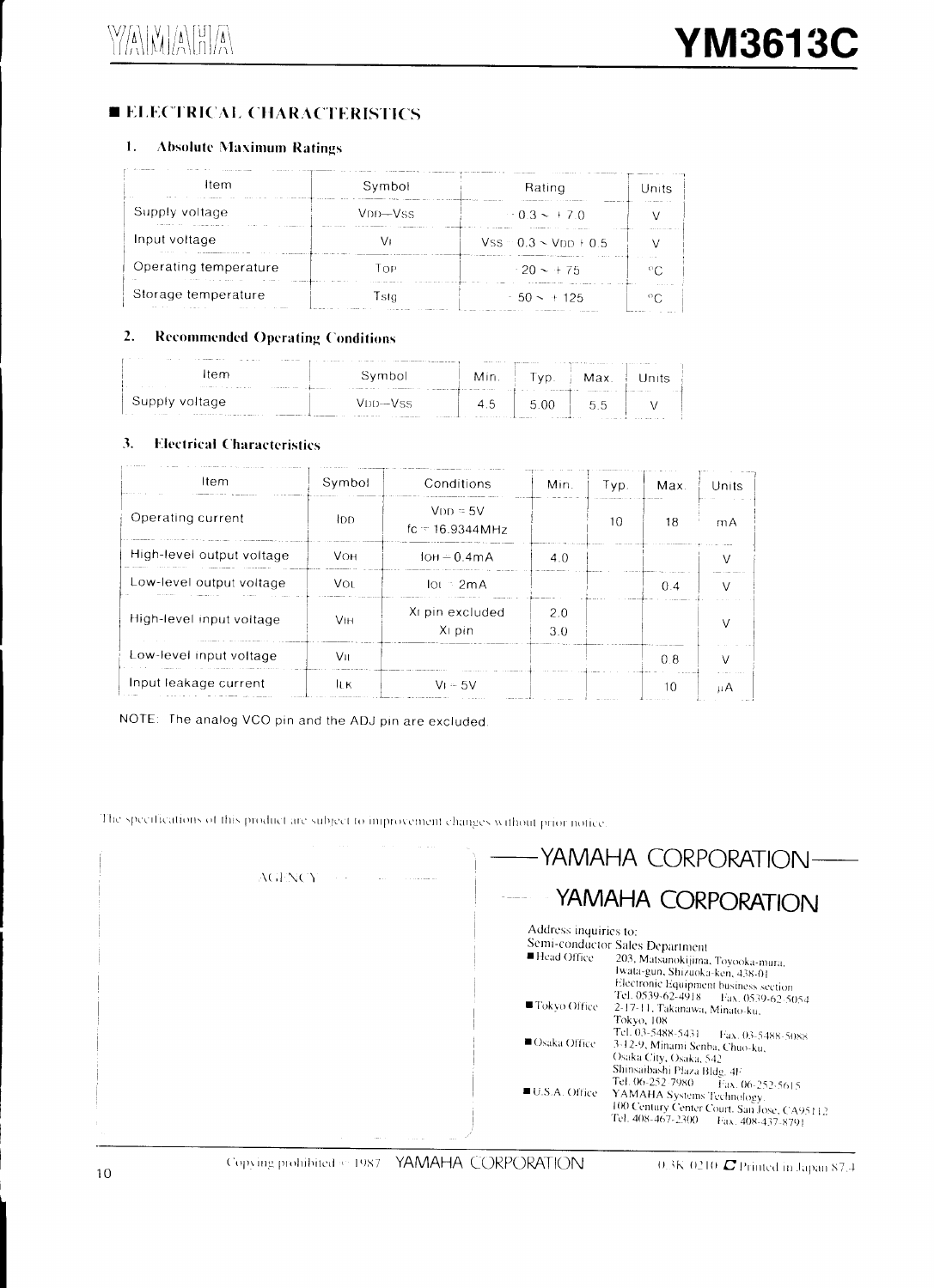## ■ ELECTRICAL CHARACTERISTICS

### 1. Absolute Maximum Ratings

| Item | Symbol | Rating | Units |
|---|---|---|---|
| Supply voltage | VDD−VSS | −0.3 ~ +7.0 | V |
| Input voltage | VI | VSS −0.3 ~ VDD + 0.5 | V |
| Operating temperature | TOP | −20 ~ +75 | °C |
| Storage temperature | Tstg | −50 ~ +125 | °C |

### 2. Recommended Operating Conditions

| Item | Symbol | Min. | Typ. | Max. | Units |
|---|---|---|---|---|---|
| Supply voltage | VDD−VSS | 4.5 | 5.00 | 5.5 | V |

### 3. Electrical Characteristics

| Item | Symbol | Conditions | Min. | Typ. | Max. | Units |
|---|---|---|---|---|---|---|
| Operating current | IDD | VDD = 5V<br>fc = 16.9344MHz | | 10 | 18 | mA |
| High-level output voltage | VOH | IOH = 0.4mA | 4.0 | | | V |
| Low-level output voltage | VOL | IOL = 2mA | | | 0.4 | V |
| High-level input voltage | VIH | XI pin excluded<br>XI pin | 2.0<br>3.0 | | | V |
| Low-level input voltage | VIL | | | | 0.8 | V |
| Input leakage current | ILK | VI = 5V | | | 10 | μA |

NOTE: The analog VCO pin and the ADJ pin are excluded.

The specifications of this product are subject to improvement changes without prior notice.

AGENCY

YAMAHA CORPORATION

YAMAHA CORPORATION

Address inquiries to:
Semi-conductor Sales Department

■ Head Office 203, Matsunokijima, Toyooka-mura, Iwata-gun, Shizuoka-ken, 438-01
Electronic Equipment business section
Tel. 0539-62-4918 Fax. 0539-62-5054

■ Tokyo Office 2-17-11, Takanawa, Minato-ku, Tokyo, 108
Tel. 03-5488-5431 Fax. 03-5488-5088

■ Osaka Office 3-12-9, Minami Senba, Chuo-ku, Osaka City, Osaka, 542
Shinsaibashi Plaza Bldg. 4F
Tel. 06-252-7980 Fax. 06-252-5615

■ U.S.A. Office YAMAHA Systems Technology.
100 Century Center Court, San Jose, CA95112
Tel. 408-467-2300 Fax. 408-437-8791

Copying prohibited © 1987 YAMAHA CORPORATION

0.3K 0210 C Printed in Japan 87.4